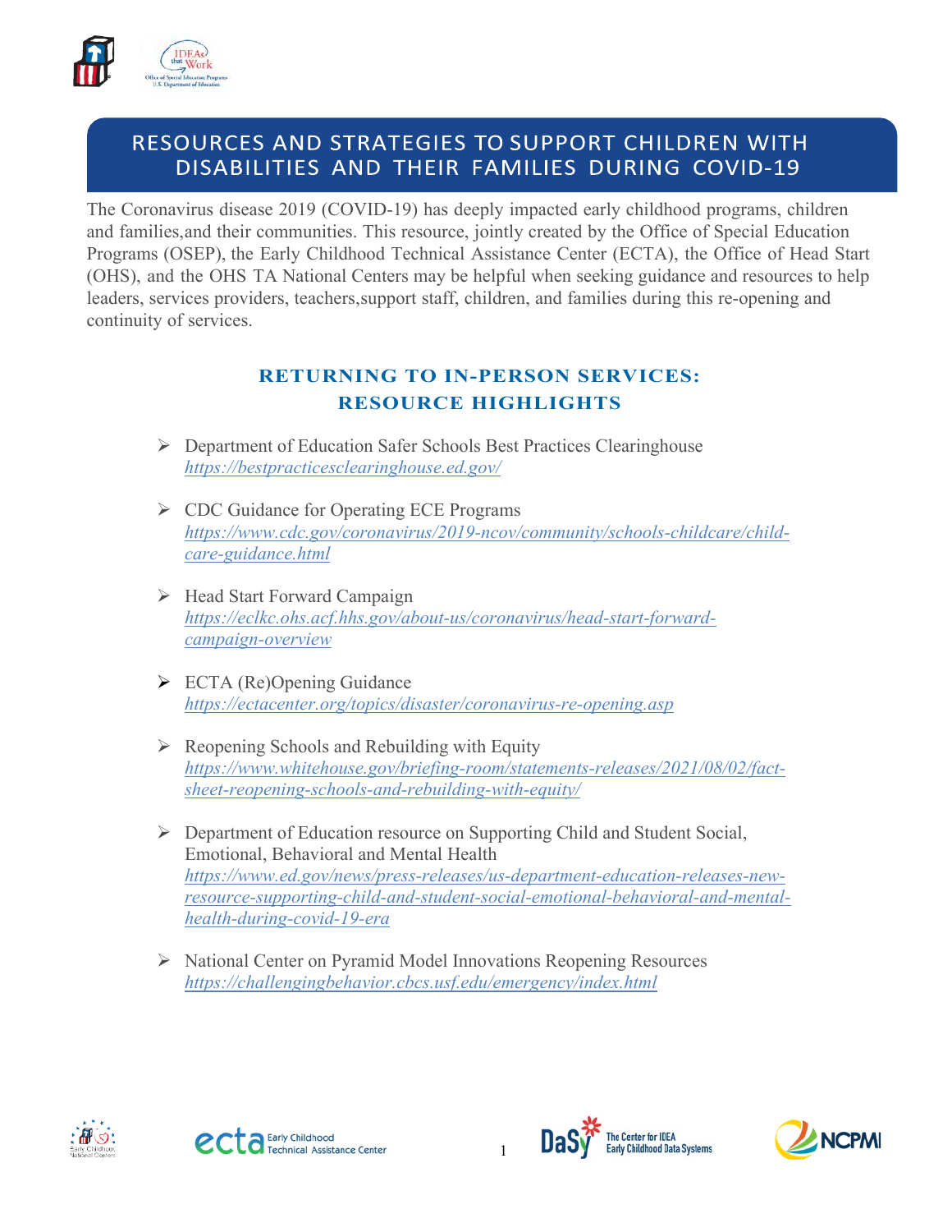# RESOURCES AND STRATEGIES TO SUPPORT CHILDREN WITH DISABILITIES AND THEIR FAMILIES DURING COVID-19

The Coronavirus disease 2019 (COVID-19) has deeply impacted early childhood programs, children and families,and their communities. This resource, jointly created by the Office of Special Education Programs (OSEP), the Early Childhood Technical Assistance Center (ECTA), the Office of Head Start (OHS), and the OHS TA National Centers may be helpful when seeking guidance and resources to help leaders, services providers, teachers,support staff, children, and families during this re-opening and continuity of services.

## RETURNING TO IN-PERSON SERVICES: RESOURCE HIGHLIGHTS

- Department of Education Safer Schools Best Practices Clearinghouse
  *https://bestpracticesclearinghouse.ed.gov/*

- CDC Guidance for Operating ECE Programs
  *https://www.cdc.gov/coronavirus/2019-ncov/community/schools-childcare/child-care-guidance.html*

- Head Start Forward Campaign
  *https://eclkc.ohs.acf.hhs.gov/about-us/coronavirus/head-start-forward-campaign-overview*

- ECTA (Re)Opening Guidance
  *https://ectacenter.org/topics/disaster/coronavirus-re-opening.asp*

- Reopening Schools and Rebuilding with Equity
  *https://www.whitehouse.gov/briefing-room/statements-releases/2021/08/02/fact-sheet-reopening-schools-and-rebuilding-with-equity/*

- Department of Education resource on Supporting Child and Student Social, Emotional, Behavioral and Mental Health
  *https://www.ed.gov/news/press-releases/us-department-education-releases-new-resource-supporting-child-and-student-social-emotional-behavioral-and-mental-health-during-covid-19-era*

- National Center on Pyramid Model Innovations Reopening Resources
  *https://challengingbehavior.cbcs.usf.edu/emergency/index.html*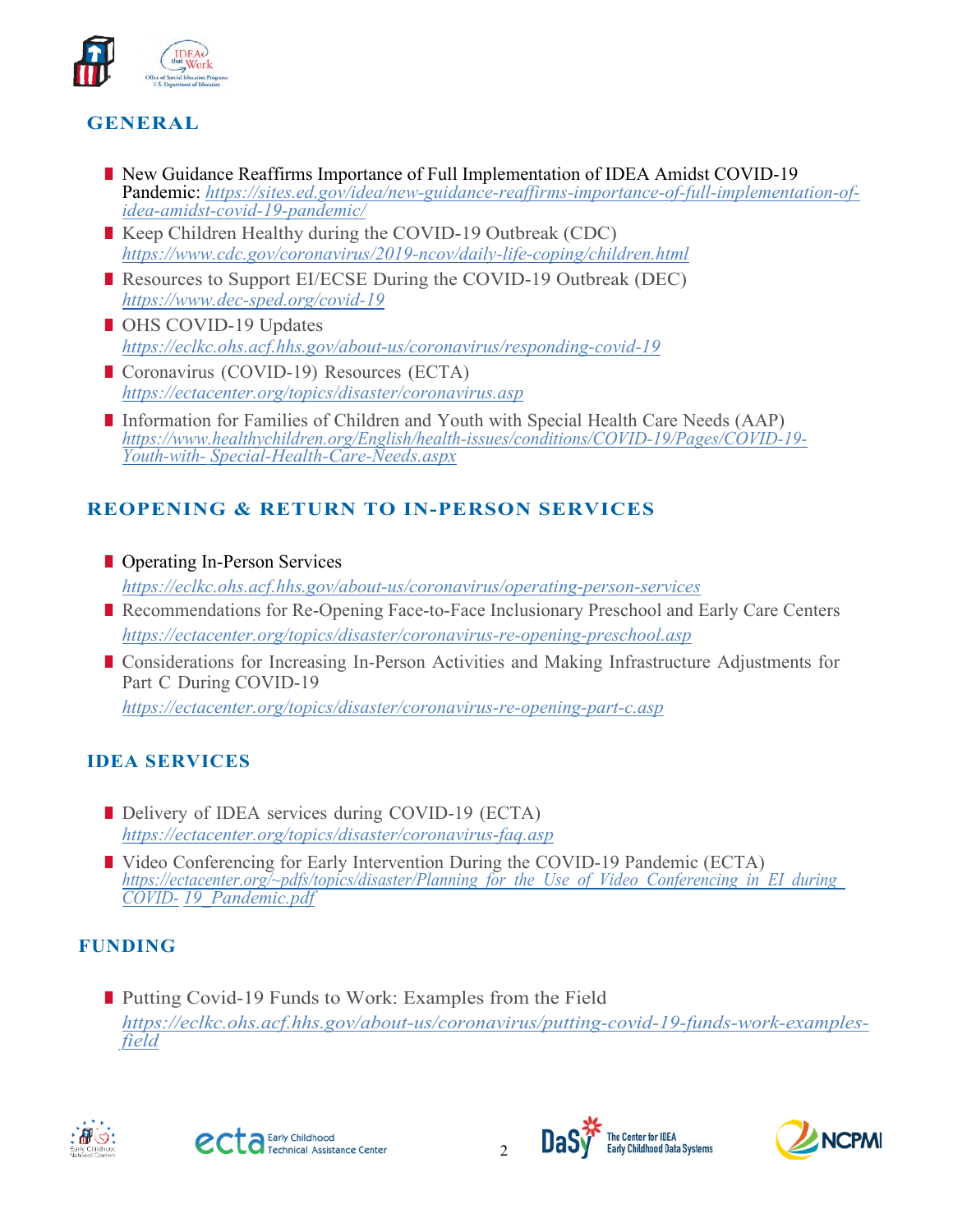## GENERAL

- New Guidance Reaffirms Importance of Full Implementation of IDEA Amidst COVID-19 Pandemic: *https://sites.ed.gov/idea/new-guidance-reaffirms-importance-of-full-implementation-of-idea-amidst-covid-19-pandemic/*
- Keep Children Healthy during the COVID-19 Outbreak (CDC) *https://www.cdc.gov/coronavirus/2019-ncov/daily-life-coping/children.html*
- Resources to Support EI/ECSE During the COVID-19 Outbreak (DEC) *https://www.dec-sped.org/covid-19*
- OHS COVID-19 Updates *https://eclkc.ohs.acf.hhs.gov/about-us/coronavirus/responding-covid-19*
- Coronavirus (COVID-19) Resources (ECTA) *https://ectacenter.org/topics/disaster/coronavirus.asp*
- Information for Families of Children and Youth with Special Health Care Needs (AAP) *https://www.healthychildren.org/English/health-issues/conditions/COVID-19/Pages/COVID-19-Youth-with- Special-Health-Care-Needs.aspx*

## REOPENING & RETURN TO IN-PERSON SERVICES

- Operating In-Person Services *https://eclkc.ohs.acf.hhs.gov/about-us/coronavirus/operating-person-services*
- Recommendations for Re-Opening Face-to-Face Inclusionary Preschool and Early Care Centers *https://ectacenter.org/topics/disaster/coronavirus-re-opening-preschool.asp*
- Considerations for Increasing In-Person Activities and Making Infrastructure Adjustments for Part C During COVID-19 *https://ectacenter.org/topics/disaster/coronavirus-re-opening-part-c.asp*

## IDEA SERVICES

- Delivery of IDEA services during COVID-19 (ECTA) *https://ectacenter.org/topics/disaster/coronavirus-faq.asp*
- Video Conferencing for Early Intervention During the COVID-19 Pandemic (ECTA) *https://ectacenter.org/~pdfs/topics/disaster/Planning_for_the_Use_of_Video_Conferencing_in_EI_during_COVID-_19_Pandemic.pdf*

## FUNDING

- Putting Covid-19 Funds to Work: Examples from the Field *https://eclkc.ohs.acf.hhs.gov/about-us/coronavirus/putting-covid-19-funds-work-examples-field*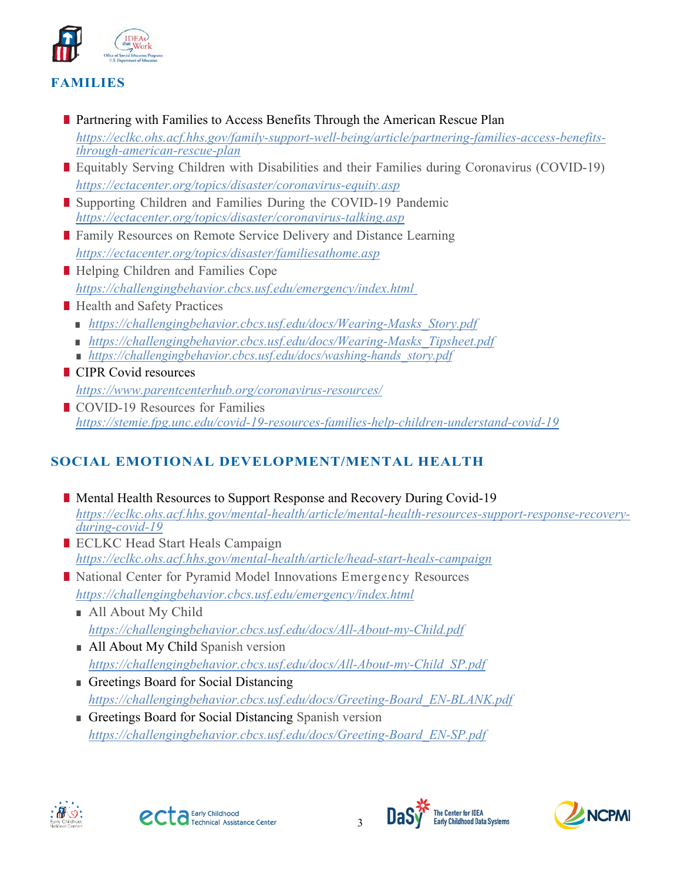## FAMILIES

- Partnering with Families to Access Benefits Through the American Rescue Plan
  https://eclkc.ohs.acf.hhs.gov/family-support-well-being/article/partnering-families-access-benefits-through-american-rescue-plan
- Equitably Serving Children with Disabilities and their Families during Coronavirus (COVID-19)
  https://ectacenter.org/topics/disaster/coronavirus-equity.asp
- Supporting Children and Families During the COVID-19 Pandemic
  https://ectacenter.org/topics/disaster/coronavirus-talking.asp
- Family Resources on Remote Service Delivery and Distance Learning
  https://ectacenter.org/topics/disaster/familiesathome.asp
- Helping Children and Families Cope
  https://challengingbehavior.cbcs.usf.edu/emergency/index.html
- Health and Safety Practices
  - https://challengingbehavior.cbcs.usf.edu/docs/Wearing-Masks_Story.pdf
  - https://challengingbehavior.cbcs.usf.edu/docs/Wearing-Masks_Tipsheet.pdf
  - https://challengingbehavior.cbcs.usf.edu/docs/washing-hands_story.pdf
- CIPR Covid resources
  https://www.parentcenterhub.org/coronavirus-resources/
- COVID-19 Resources for Families
  https://stemie.fpg.unc.edu/covid-19-resources-families-help-children-understand-covid-19

## SOCIAL EMOTIONAL DEVELOPMENT/MENTAL HEALTH

- Mental Health Resources to Support Response and Recovery During Covid-19
  https://eclkc.ohs.acf.hhs.gov/mental-health/article/mental-health-resources-support-response-recovery-during-covid-19
- ECLKC Head Start Heals Campaign
  https://eclkc.ohs.acf.hhs.gov/mental-health/article/head-start-heals-campaign
- National Center for Pyramid Model Innovations Emergency Resources
  https://challengingbehavior.cbcs.usf.edu/emergency/index.html
  - All About My Child
    https://challengingbehavior.cbcs.usf.edu/docs/All-About-my-Child.pdf
  - All About My Child Spanish version
    https://challengingbehavior.cbcs.usf.edu/docs/All-About-my-Child_SP.pdf
  - Greetings Board for Social Distancing
    https://challengingbehavior.cbcs.usf.edu/docs/Greeting-Board_EN-BLANK.pdf
  - Greetings Board for Social Distancing Spanish version
    https://challengingbehavior.cbcs.usf.edu/docs/Greeting-Board_EN-SP.pdf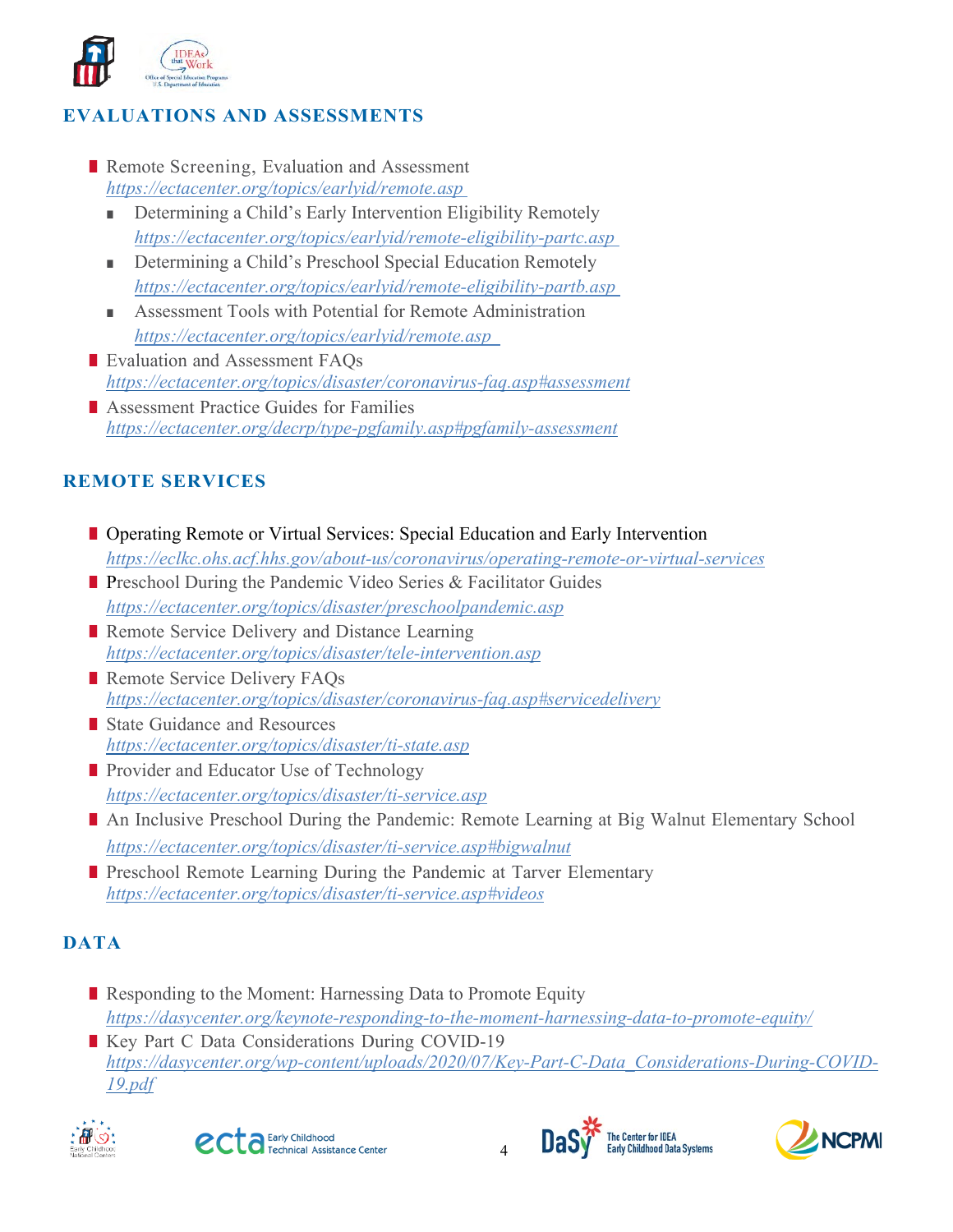## EVALUATIONS AND ASSESSMENTS

- Remote Screening, Evaluation and Assessment
  https://ectacenter.org/topics/earlyid/remote.asp
  - Determining a Child's Early Intervention Eligibility Remotely
    https://ectacenter.org/topics/earlyid/remote-eligibility-partc.asp
  - Determining a Child's Preschool Special Education Remotely
    https://ectacenter.org/topics/earlyid/remote-eligibility-partb.asp
  - Assessment Tools with Potential for Remote Administration
    https://ectacenter.org/topics/earlyid/remote.asp
- Evaluation and Assessment FAQs
  https://ectacenter.org/topics/disaster/coronavirus-faq.asp#assessment
- Assessment Practice Guides for Families
  https://ectacenter.org/decrp/type-pgfamily.asp#pgfamily-assessment

## REMOTE SERVICES

- Operating Remote or Virtual Services: Special Education and Early Intervention
  https://eclkc.ohs.acf.hhs.gov/about-us/coronavirus/operating-remote-or-virtual-services
- Preschool During the Pandemic Video Series & Facilitator Guides
  https://ectacenter.org/topics/disaster/preschoolpandemic.asp
- Remote Service Delivery and Distance Learning
  https://ectacenter.org/topics/disaster/tele-intervention.asp
- Remote Service Delivery FAQs
  https://ectacenter.org/topics/disaster/coronavirus-faq.asp#servicedelivery
- State Guidance and Resources
  https://ectacenter.org/topics/disaster/ti-state.asp
- Provider and Educator Use of Technology
  https://ectacenter.org/topics/disaster/ti-service.asp
- An Inclusive Preschool During the Pandemic: Remote Learning at Big Walnut Elementary School
  https://ectacenter.org/topics/disaster/ti-service.asp#bigwalnut
- Preschool Remote Learning During the Pandemic at Tarver Elementary
  https://ectacenter.org/topics/disaster/ti-service.asp#videos

## DATA

- Responding to the Moment: Harnessing Data to Promote Equity
  https://dasycenter.org/keynote-responding-to-the-moment-harnessing-data-to-promote-equity/
- Key Part C Data Considerations During COVID-19
  https://dasycenter.org/wp-content/uploads/2020/07/Key-Part-C-Data_Considerations-During-COVID-19.pdf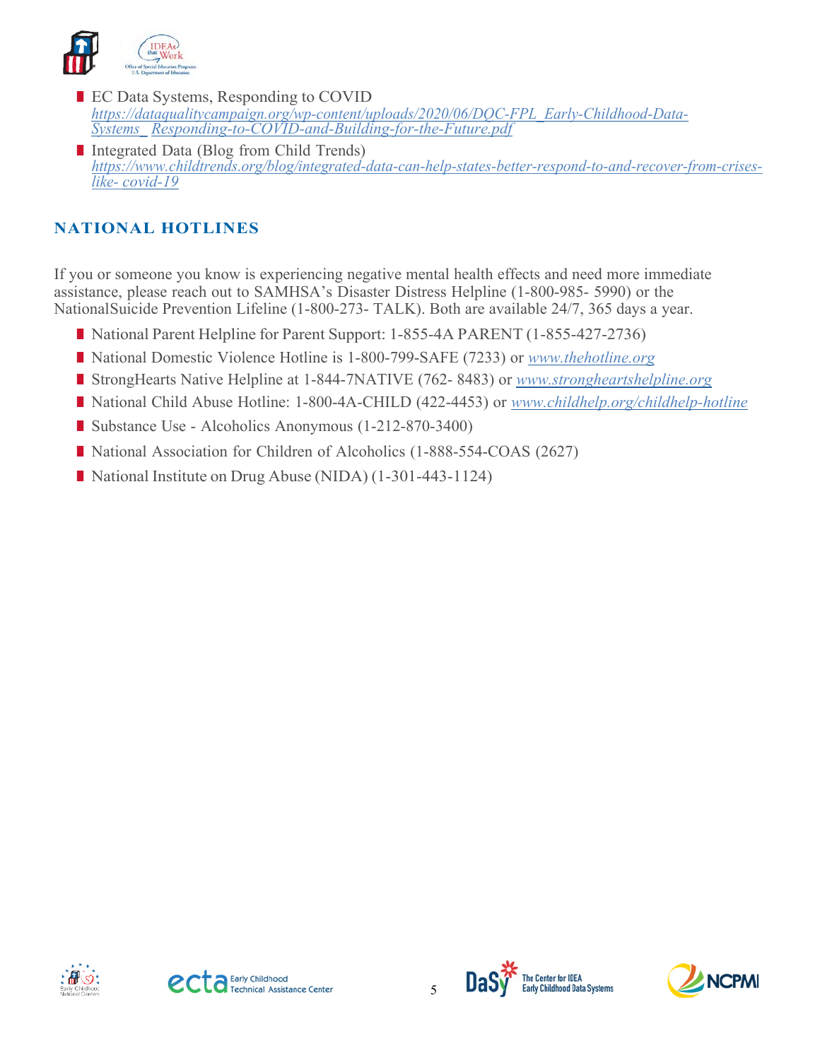- EC Data Systems, Responding to COVID  
  *https://dataqualitycampaign.org/wp-content/uploads/2020/06/DQC-FPL_Early-Childhood-Data-Systems_ Responding-to-COVID-and-Building-for-the-Future.pdf*
- Integrated Data (Blog from Child Trends)  
  *https://www.childtrends.org/blog/integrated-data-can-help-states-better-respond-to-and-recover-from-crises-like- covid-19*

## NATIONAL HOTLINES

If you or someone you know is experiencing negative mental health effects and need more immediate assistance, please reach out to SAMHSA's Disaster Distress Helpline (1-800-985- 5990) or the NationalSuicide Prevention Lifeline (1-800-273- TALK). Both are available 24/7, 365 days a year.

- National Parent Helpline for Parent Support: 1-855-4A PARENT (1-855-427-2736)
- National Domestic Violence Hotline is 1-800-799-SAFE (7233) or *www.thehotline.org*
- StrongHearts Native Helpline at 1-844-7NATIVE (762- 8483) or *www.strongheartshelpline.org*
- National Child Abuse Hotline: 1-800-4A-CHILD (422-4453) or *www.childhelp.org/childhelp-hotline*
- Substance Use - Alcoholics Anonymous (1-212-870-3400)
- National Association for Children of Alcoholics (1-888-554-COAS (2627)
- National Institute on Drug Abuse (NIDA) (1-301-443-1124)